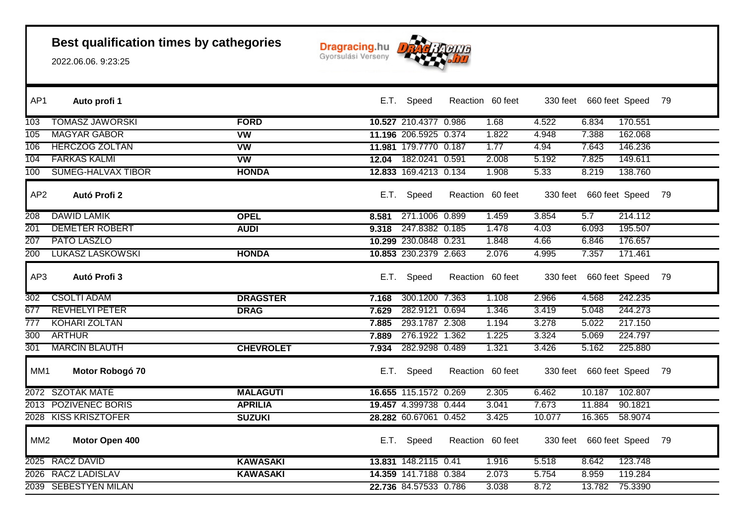# Best qualification times by cathegories

2022.06.06. 9:23:25

Dragracing.hu Gyorsulási Verseny

| AP1 | Auto profi 1 | | E.T. | Speed | Reaction | 60 feet | 330 feet | 660 feet | Speed | 79 |
|---|---|---|---|---|---|---|---|---|---|---|
| 103 | TOMASZ JAWORSKI | **FORD** | **10.527** | 210.4377 | 0.986 | 1.68 | 4.522 | 6.834 | 170.551 | |
| 105 | MAGYAR GÁBOR | **VW** | **11.196** | 206.5925 | 0.374 | 1.822 | 4.948 | 7.388 | 162.068 | |
| 106 | HERCZOG ZOLTÁN | **VW** | **11.981** | 179.7770 | 0.187 | 1.77 | 4.94 | 7.643 | 146.236 | |
| 104 | FARKAS KALMI | **VW** | **12.04** | 182.0241 | 0.591 | 2.008 | 5.192 | 7.825 | 149.611 | |
| 100 | SÜMEG-HALVAX TIBOR | **HONDA** | **12.833** | 169.4213 | 0.134 | 1.908 | 5.33 | 8.219 | 138.760 | |

| AP2 | Autó Profi 2 | | E.T. | Speed | Reaction | 60 feet | 330 feet | 660 feet | Speed | 79 |
|---|---|---|---|---|---|---|---|---|---|---|
| 208 | DAWID LAMIK | **OPEL** | **8.581** | 271.1006 | 0.899 | 1.459 | 3.854 | 5.7 | 214.112 | |
| 201 | DEMETER RÓBERT | **AUDI** | **9.318** | 247.8382 | 0.185 | 1.478 | 4.03 | 6.093 | 195.507 | |
| 207 | PATÓ LÁSZLÓ | | **10.299** | 230.0848 | 0.231 | 1.848 | 4.66 | 6.846 | 176.657 | |
| 200 | LUKASZ LASKOWSKI | **HONDA** | **10.853** | 230.2379 | 2.663 | 2.076 | 4.995 | 7.357 | 171.461 | |

| AP3 | Autó Profi 3 | | E.T. | Speed | Reaction | 60 feet | 330 feet | 660 feet | Speed | 79 |
|---|---|---|---|---|---|---|---|---|---|---|
| 302 | CSOLTI ÁDÁM | **DRAGSTER** | **7.168** | 300.1200 | 7.363 | 1.108 | 2.966 | 4.568 | 242.235 | |
| 677 | REVHELYI PÉTER | **DRAG** | **7.629** | 282.9121 | 0.694 | 1.346 | 3.419 | 5.048 | 244.273 | |
| 777 | KOHÁRI ZOLTÁN | | **7.885** | 293.1787 | 2.308 | 1.194 | 3.278 | 5.022 | 217.150 | |
| 300 | ARTHUR | | **7.889** | 276.1922 | 1.362 | 1.225 | 3.324 | 5.069 | 224.797 | |
| 301 | MARCIN BLAUTH | **CHEVROLET** | **7.934** | 282.9298 | 0.489 | 1.321 | 3.426 | 5.162 | 225.880 | |

| MM1 | Motor Robogó 70 | | E.T. | Speed | Reaction | 60 feet | 330 feet | 660 feet | Speed | 79 |
|---|---|---|---|---|---|---|---|---|---|---|
| 2072 | SZOTÁK MÁTÉ | **MALAGUTI** | **16.655** | 115.1572 | 0.269 | 2.305 | 6.462 | 10.187 | 102.807 | |
| 2013 | POZIVENEC BORIS | **APRILIA** | **19.457** | 4.399738 | 0.444 | 3.041 | 7.673 | 11.884 | 90.1821 | |
| 2028 | KISS KRISZTOFER | **SUZUKI** | **28.282** | 60.67061 | 0.452 | 3.425 | 10.077 | 16.365 | 58.9074 | |

| MM2 | Motor Open 400 | | E.T. | Speed | Reaction | 60 feet | 330 feet | 660 feet | Speed | 79 |
|---|---|---|---|---|---|---|---|---|---|---|
| 2025 | RÁCZ DÁVID | **KAWASAKI** | **13.831** | 148.2115 | 0.41 | 1.916 | 5.518 | 8.642 | 123.748 | |
| 2026 | RÁCZ LADISLAV | **KAWASAKI** | **14.359** | 141.7188 | 0.384 | 2.073 | 5.754 | 8.959 | 119.284 | |
| 2039 | SEBESTYÉN MILÁN | | **22.736** | 84.57533 | 0.786 | 3.038 | 8.72 | 13.782 | 75.3390 | |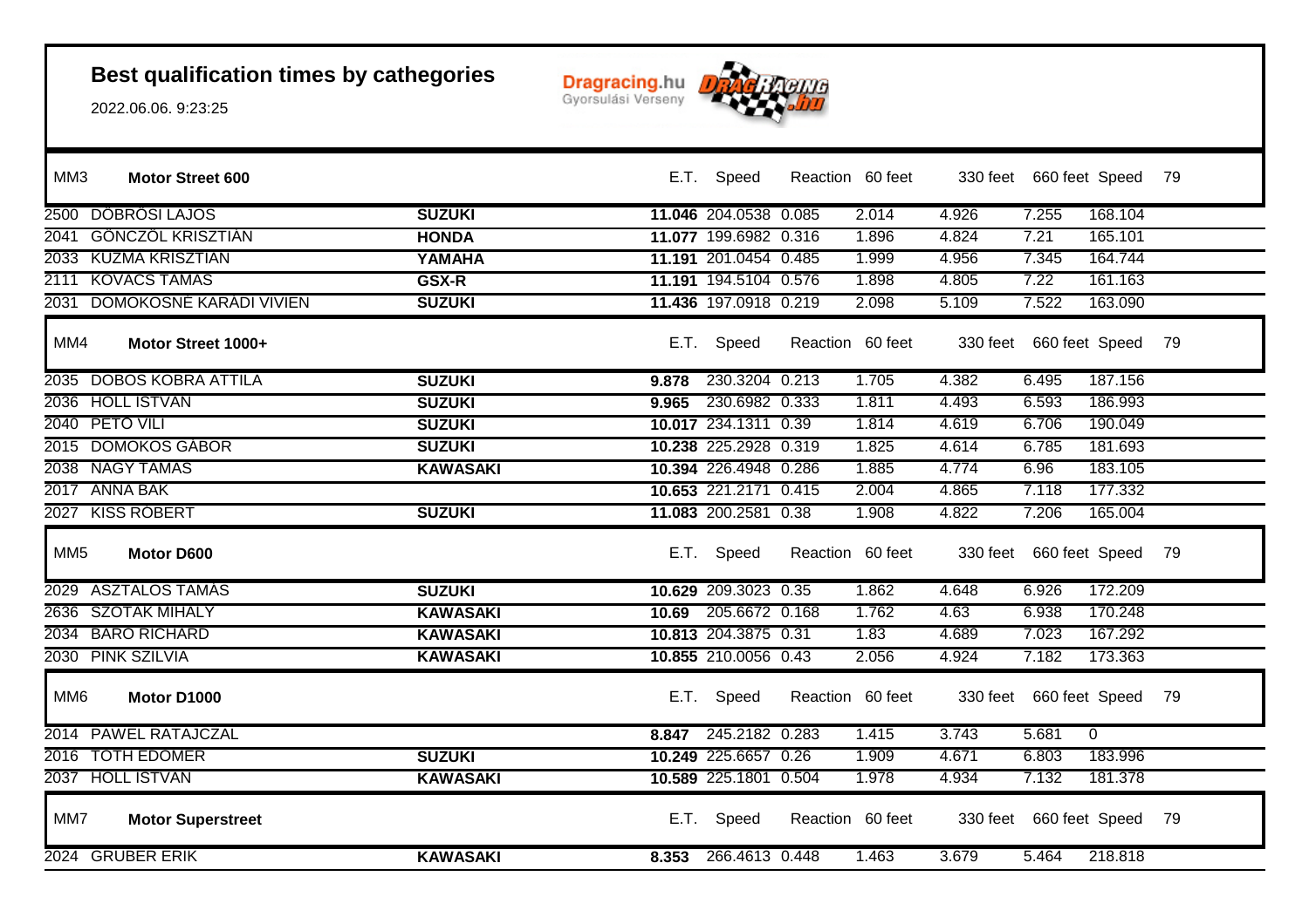# Best qualification times by cathegories

2022.06.06. 9:23:25

Dragracing.hu
Gyorsulási Verseny

| MM3 | Motor Street 600 | | E.T. | Speed | Reaction | 60 feet | 330 feet | 660 feet | Speed | 79 |
|---|---|---|---|---|---|---|---|---|---|---|
| 2500 | DÖBRÖSI LAJOS | **SUZUKI** | **11.046** | 204.0538 | 0.085 | 2.014 | 4.926 | 7.255 | 168.104 | |
| 2041 | GÖNCZÖL KRISZTIÁN | **HONDA** | **11.077** | 199.6982 | 0.316 | 1.896 | 4.824 | 7.21 | 165.101 | |
| 2033 | KUZMA KRISZTIÁN | **YAMAHA** | **11.191** | 201.0454 | 0.485 | 1.999 | 4.956 | 7.345 | 164.744 | |
| 2111 | KOVÁCS TAMÁS | **GSX-R** | **11.191** | 194.5104 | 0.576 | 1.898 | 4.805 | 7.22 | 161.163 | |
| 2031 | DOMOKOSNÉ KARÁDI VIVIEN | **SUZUKI** | **11.436** | 197.0918 | 0.219 | 2.098 | 5.109 | 7.522 | 163.090 | |

| MM4 | Motor Street 1000+ | | E.T. | Speed | Reaction | 60 feet | 330 feet | 660 feet | Speed | 79 |
|---|---|---|---|---|---|---|---|---|---|---|
| 2035 | DOBOS KOBRA ATTILA | **SUZUKI** | **9.878** | 230.3204 | 0.213 | 1.705 | 4.382 | 6.495 | 187.156 | |
| 2036 | HOLL ISTVÁN | **SUZUKI** | **9.965** | 230.6982 | 0.333 | 1.811 | 4.493 | 6.593 | 186.993 | |
| 2040 | PETŐ VILI | **SUZUKI** | **10.017** | 234.1311 | 0.39 | 1.814 | 4.619 | 6.706 | 190.049 | |
| 2015 | DOMOKOS GÁBOR | **SUZUKI** | **10.238** | 225.2928 | 0.319 | 1.825 | 4.614 | 6.785 | 181.693 | |
| 2038 | NAGY TAMÁS | **KAWASAKI** | **10.394** | 226.4948 | 0.286 | 1.885 | 4.774 | 6.96 | 183.105 | |
| 2017 | ANNA BAK | | **10.653** | 221.2171 | 0.415 | 2.004 | 4.865 | 7.118 | 177.332 | |
| 2027 | KISS RÓBERT | **SUZUKI** | **11.083** | 200.2581 | 0.38 | 1.908 | 4.822 | 7.206 | 165.004 | |

| MM5 | Motor D600 | | E.T. | Speed | Reaction | 60 feet | 330 feet | 660 feet | Speed | 79 |
|---|---|---|---|---|---|---|---|---|---|---|
| 2029 | ASZTALOS TAMÁS | **SUZUKI** | **10.629** | 209.3023 | 0.35 | 1.862 | 4.648 | 6.926 | 172.209 | |
| 2636 | SZOTÁK MIHÁLY | **KAWASAKI** | **10.69** | 205.6672 | 0.168 | 1.762 | 4.63 | 6.938 | 170.248 | |
| 2034 | BÁRÓ RICHÁRD | **KAWASAKI** | **10.813** | 204.3875 | 0.31 | 1.83 | 4.689 | 7.023 | 167.292 | |
| 2030 | PINK SZILVIA | **KAWASAKI** | **10.855** | 210.0056 | 0.43 | 2.056 | 4.924 | 7.182 | 173.363 | |

| MM6 | Motor D1000 | | E.T. | Speed | Reaction | 60 feet | 330 feet | 660 feet | Speed | 79 |
|---|---|---|---|---|---|---|---|---|---|---|
| 2014 | PAWEL RATAJCZAL | | **8.847** | 245.2182 | 0.283 | 1.415 | 3.743 | 5.681 | 0 | |
| 2016 | TÓTH EDOMÉR | **SUZUKI** | **10.249** | 225.6657 | 0.26 | 1.909 | 4.671 | 6.803 | 183.996 | |
| 2037 | HOLL ISTVÁN | **KAWASAKI** | **10.589** | 225.1801 | 0.504 | 1.978 | 4.934 | 7.132 | 181.378 | |

| MM7 | Motor Superstreet | | E.T. | Speed | Reaction | 60 feet | 330 feet | 660 feet | Speed | 79 |
|---|---|---|---|---|---|---|---|---|---|---|
| 2024 | GRUBER ERIK | **KAWASAKI** | **8.353** | 266.4613 | 0.448 | 1.463 | 3.679 | 5.464 | 218.818 | |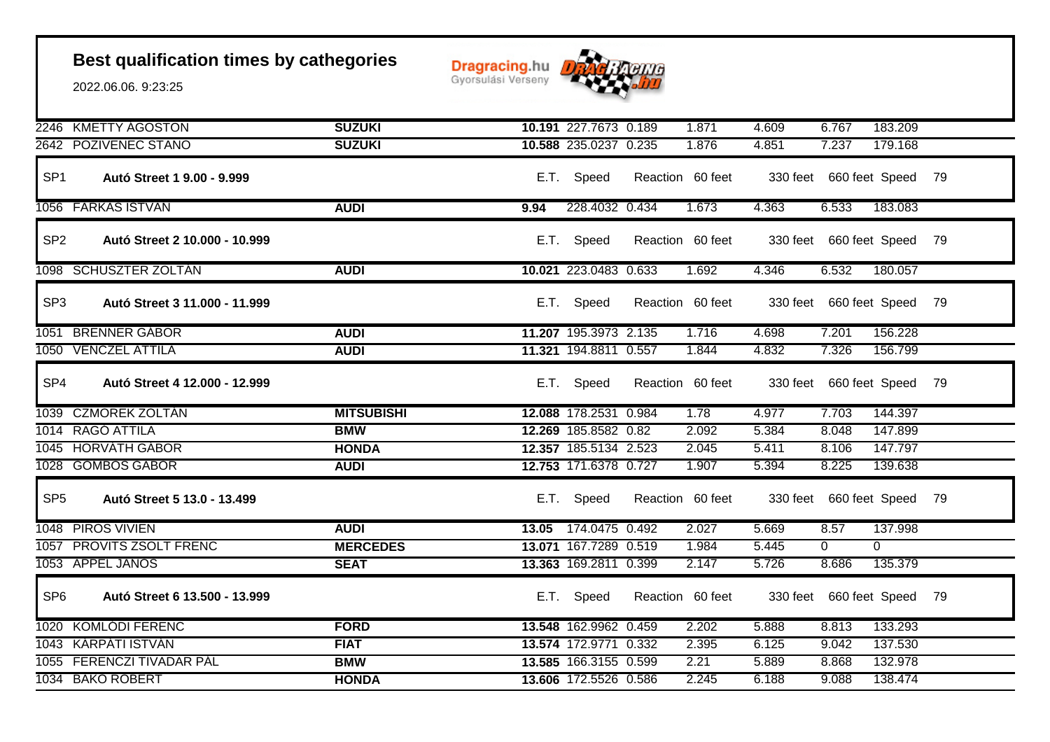# Best qualification times by cathegories

2022.06.06. 9:23:25

Dragracing.hu Gyorsulási Verseny

| No. | Name | Make | E.T. | Speed | Reaction | 60 feet | 330 feet | 660 feet | Speed |
|---|---|---|---|---|---|---|---|---|---|
| 2246 | KMETTY ÁGOSTON | **SUZUKI** | **10.191** | 227.7673 | 0.189 | 1.871 | 4.609 | 6.767 | 183.209 |
| 2642 | POZIVENEC STANO | **SUZUKI** | **10.588** | 235.0237 | 0.235 | 1.876 | 4.851 | 7.237 | 179.168 |
| **SP1** | **Autó Street 1 9.00 - 9.999** | | E.T. | Speed | Reaction | 60 feet | 330 feet | 660 feet | Speed 79 |
| 1056 | FARKAS ISTVÁN | **AUDI** | **9.94** | 228.4032 | 0.434 | 1.673 | 4.363 | 6.533 | 183.083 |
| **SP2** | **Autó Street 2 10.000 - 10.999** | | E.T. | Speed | Reaction | 60 feet | 330 feet | 660 feet | Speed 79 |
| 1098 | SCHUSZTER ZOLTÁN | **AUDI** | **10.021** | 223.0483 | 0.633 | 1.692 | 4.346 | 6.532 | 180.057 |
| **SP3** | **Autó Street 3 11.000 - 11.999** | | E.T. | Speed | Reaction | 60 feet | 330 feet | 660 feet | Speed 79 |
| 1051 | BRENNER GÁBOR | **AUDI** | **11.207** | 195.3973 | 2.135 | 1.716 | 4.698 | 7.201 | 156.228 |
| 1050 | VENCZEL ATTILA | **AUDI** | **11.321** | 194.8811 | 0.557 | 1.844 | 4.832 | 7.326 | 156.799 |
| **SP4** | **Autó Street 4 12.000 - 12.999** | | E.T. | Speed | Reaction | 60 feet | 330 feet | 660 feet | Speed 79 |
| 1039 | CZMOREK ZOLTÁN | **MITSUBISHI** | **12.088** | 178.2531 | 0.984 | 1.78 | 4.977 | 7.703 | 144.397 |
| 1014 | RAGÓ ATTILA | **BMW** | **12.269** | 185.8582 | 0.82 | 2.092 | 5.384 | 8.048 | 147.899 |
| 1045 | HORVÁTH GÁBOR | **HONDA** | **12.357** | 185.5134 | 2.523 | 2.045 | 5.411 | 8.106 | 147.797 |
| 1028 | GOMBOS GÁBOR | **AUDI** | **12.753** | 171.6378 | 0.727 | 1.907 | 5.394 | 8.225 | 139.638 |
| **SP5** | **Autó Street 5 13.0 - 13.499** | | E.T. | Speed | Reaction | 60 feet | 330 feet | 660 feet | Speed 79 |
| 1048 | PIROS VIVIEN | **AUDI** | **13.05** | 174.0475 | 0.492 | 2.027 | 5.669 | 8.57 | 137.998 |
| 1057 | PROVITS ZSOLT FRENC | **MERCEDES** | **13.071** | 167.7289 | 0.519 | 1.984 | 5.445 | 0 | 0 |
| 1053 | APPEL JÁNOS | **SEAT** | **13.363** | 169.2811 | 0.399 | 2.147 | 5.726 | 8.686 | 135.379 |
| **SP6** | **Autó Street 6 13.500 - 13.999** | | E.T. | Speed | Reaction | 60 feet | 330 feet | 660 feet | Speed 79 |
| 1020 | KOMLÓDI FERENC | **FORD** | **13.548** | 162.9962 | 0.459 | 2.202 | 5.888 | 8.813 | 133.293 |
| 1043 | KÁRPÁTI ISTVÁN | **FIAT** | **13.574** | 172.9771 | 0.332 | 2.395 | 6.125 | 9.042 | 137.530 |
| 1055 | FERENCZI TIVADAR PÁL | **BMW** | **13.585** | 166.3155 | 0.599 | 2.21 | 5.889 | 8.868 | 132.978 |
| 1034 | BAKÓ RÓBERT | **HONDA** | **13.606** | 172.5526 | 0.586 | 2.245 | 6.188 | 9.088 | 138.474 |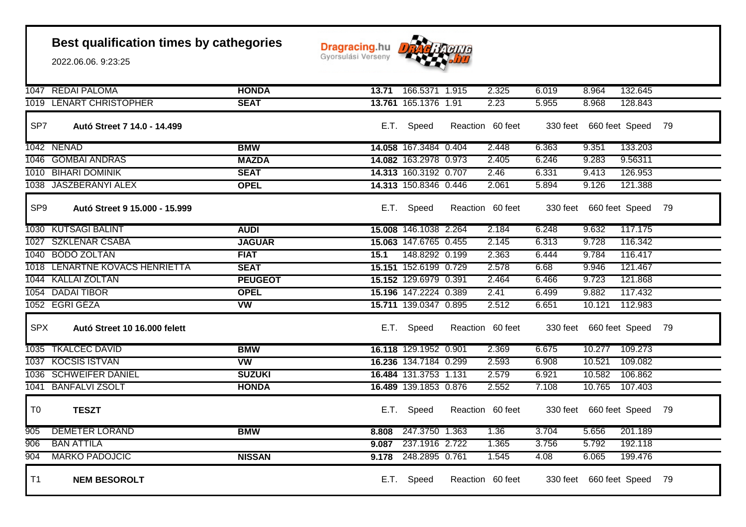# Best qualification times by cathegories

2022.06.06. 9:23:25

| | | | E.T. | Speed | Reaction | 60 feet | 330 feet | 660 feet | Speed |
|---|---|---|---|---|---|---|---|---|---|
| 1047 | RÉDAI PALOMA | **HONDA** | **13.71** | 166.5371 | 1.915 | 2.325 | 6.019 | 8.964 | 132.645 |
| 1019 | LÉNÁRT CHRISTOPHER | **SEAT** | **13.761** | 165.1376 | 1.91 | 2.23 | 5.955 | 8.968 | 128.843 |

## SP7 Autó Street 7 14.0 - 14.499

| | | | E.T. | Speed | Reaction | 60 feet | 330 feet | 660 feet | Speed | 79 |
|---|---|---|---|---|---|---|---|---|---|---|
| 1042 | NENAD | **BMW** | **14.058** | 167.3484 | 0.404 | 2.448 | 6.363 | 9.351 | 133.203 | |
| 1046 | GOMBAI ANDRÁS | **MAZDA** | **14.082** | 163.2978 | 0.973 | 2.405 | 6.246 | 9.283 | 9.56311 | |
| 1010 | BIHARI DOMINIK | **SEAT** | **14.313** | 160.3192 | 0.707 | 2.46 | 6.331 | 9.413 | 126.953 | |
| 1038 | JÁSZBERÉNYI ALEX | **OPEL** | **14.313** | 150.8346 | 0.446 | 2.061 | 5.894 | 9.126 | 121.388 | |

## SP9 Autó Street 9 15.000 - 15.999

| | | | E.T. | Speed | Reaction | 60 feet | 330 feet | 660 feet | Speed | 79 |
|---|---|---|---|---|---|---|---|---|---|---|
| 1030 | KUTSÁGI BÁLINT | **AUDI** | **15.008** | 146.1038 | 2.264 | 2.184 | 6.248 | 9.632 | 117.175 | |
| 1027 | SZKLENÁR CSABA | **JAGUAR** | **15.063** | 147.6765 | 0.455 | 2.145 | 6.313 | 9.728 | 116.342 | |
| 1040 | BÓDÓ ZOLTÁN | **FIAT** | **15.1** | 148.8292 | 0.199 | 2.363 | 6.444 | 9.784 | 116.417 | |
| 1018 | LÉNÁRTNÉ KOVÁCS HENRIETTA | **SEAT** | **15.151** | 152.6199 | 0.729 | 2.578 | 6.68 | 9.946 | 121.467 | |
| 1044 | KALLAI ZOLTÁN | **PEUGEOT** | **15.152** | 129.6979 | 0.391 | 2.464 | 6.466 | 9.723 | 121.868 | |
| 1054 | DADAI TIBOR | **OPEL** | **15.196** | 147.2224 | 0.389 | 2.41 | 6.499 | 9.882 | 117.432 | |
| 1052 | EGRI GÉZA | **VW** | **15.711** | 139.0347 | 0.895 | 2.512 | 6.651 | 10.121 | 112.983 | |

## SPX Autó Street 10 16.000 felett

| | | | E.T. | Speed | Reaction | 60 feet | 330 feet | 660 feet | Speed | 79 |
|---|---|---|---|---|---|---|---|---|---|---|
| 1035 | TKALCEC DAVID | **BMW** | **16.118** | 129.1952 | 0.901 | 2.369 | 6.675 | 10.277 | 109.273 | |
| 1037 | KOCSIS ISTVÁN | **VW** | **16.236** | 134.7184 | 0.299 | 2.593 | 6.908 | 10.521 | 109.082 | |
| 1036 | SCHWEIFER DÁNIEL | **SUZUKI** | **16.484** | 131.3753 | 1.131 | 2.579 | 6.921 | 10.582 | 106.862 | |
| 1041 | BÁNFALVI ZSOLT | **HONDA** | **16.489** | 139.1853 | 0.876 | 2.552 | 7.108 | 10.765 | 107.403 | |

## T0 TESZT

| | | | E.T. | Speed | Reaction | 60 feet | 330 feet | 660 feet | Speed | 79 |
|---|---|---|---|---|---|---|---|---|---|---|
| 905 | DEMETER LÓRÁND | **BMW** | **8.808** | 247.3750 | 1.363 | 1.36 | 3.704 | 5.656 | 201.189 | |
| 906 | BAN ATTILA | | **9.087** | 237.1916 | 2.722 | 1.365 | 3.756 | 5.792 | 192.118 | |
| 904 | MARKO PADOJCIC | **NISSAN** | **9.178** | 248.2895 | 0.761 | 1.545 | 4.08 | 6.065 | 199.476 | |

## T1 NEM BESOROLT

| | | | E.T. | Speed | Reaction | 60 feet | 330 feet | 660 feet | Speed | 79 |
|---|---|---|---|---|---|---|---|---|---|---|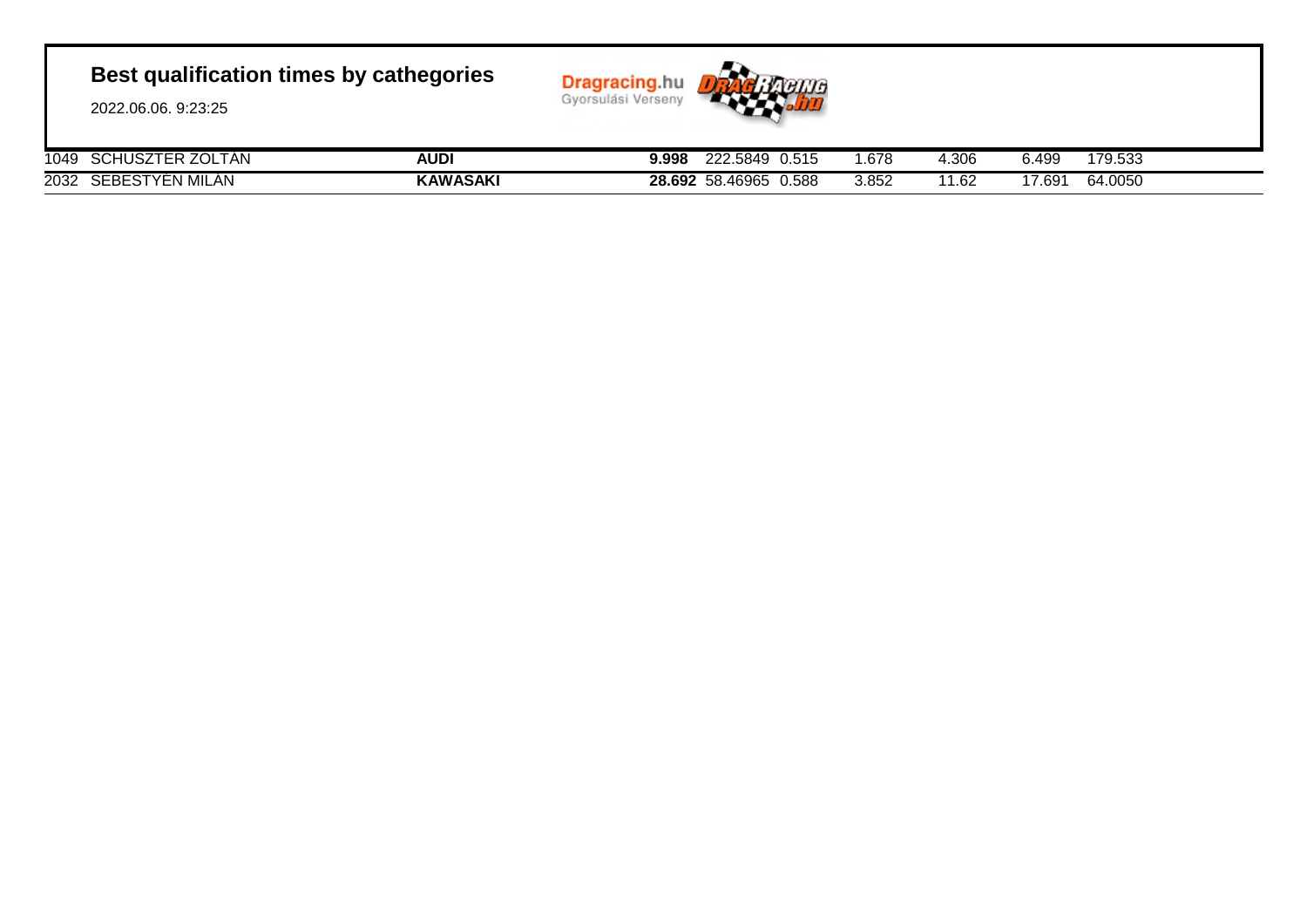# Best qualification times by cathegories

2022.06.06. 9:23:25

Dragracing.hu
Gyorsulási Verseny

| | | | | | | | | | |
|---|---|---|---|---|---|---|---|---|---|
| 1049 | SCHUSZTER ZOLTÁN | **AUDI** | **9.998** | 222.5849 | 0.515 | 1.678 | 4.306 | 6.499 | 179.533 |
| 2032 | SEBESTYÉN MILÁN | **KAWASAKI** | **28.692** | 58.46965 | 0.588 | 3.852 | 11.62 | 17.691 | 64.0050 |